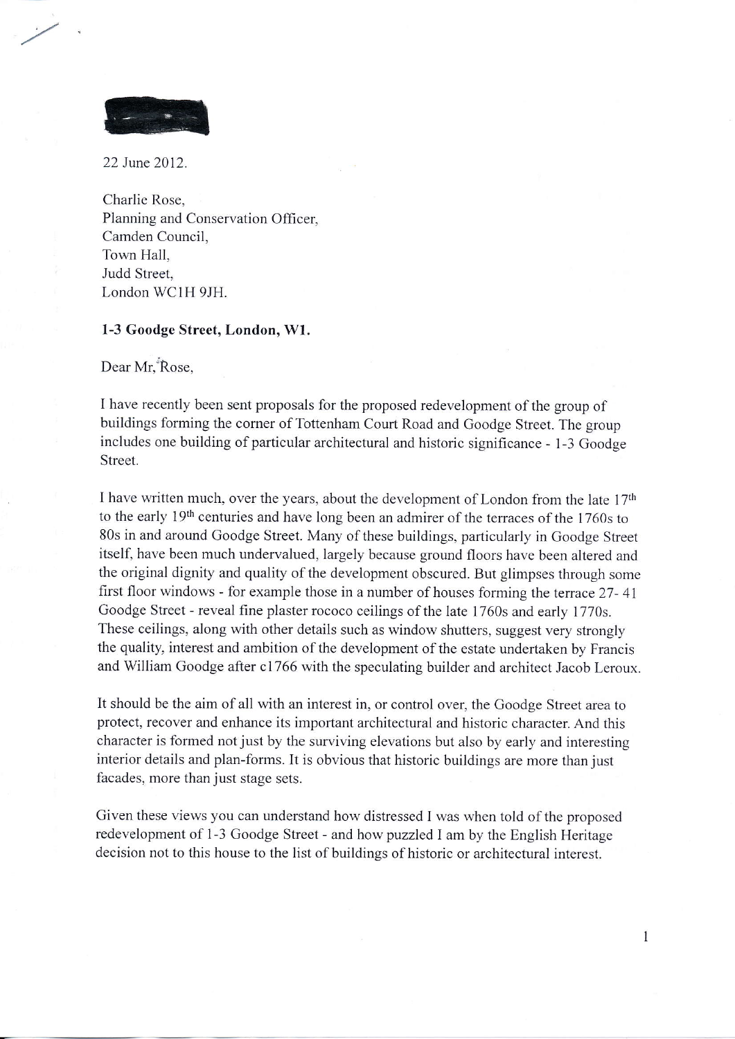22 June 2012.

Charlie Rose,
Planning and Conservation Officer,
Camden Council,
Town Hall,
Judd Street,
London WC1H 9JH.

**1-3 Goodge Street, London, W1.**

Dear Mr. Rose,

I have recently been sent proposals for the proposed redevelopment of the group of buildings forming the corner of Tottenham Court Road and Goodge Street. The group includes one building of particular architectural and historic significance - 1-3 Goodge Street.

I have written much, over the years, about the development of London from the late 17th to the early 19th centuries and have long been an admirer of the terraces of the 1760s to 80s in and around Goodge Street. Many of these buildings, particularly in Goodge Street itself, have been much undervalued, largely because ground floors have been altered and the original dignity and quality of the development obscured. But glimpses through some first floor windows - for example those in a number of houses forming the terrace 27- 41 Goodge Street - reveal fine plaster rococo ceilings of the late 1760s and early 1770s. These ceilings, along with other details such as window shutters, suggest very strongly the quality, interest and ambition of the development of the estate undertaken by Francis and William Goodge after c1766 with the speculating builder and architect Jacob Leroux.

It should be the aim of all with an interest in, or control over, the Goodge Street area to protect, recover and enhance its important architectural and historic character. And this character is formed not just by the surviving elevations but also by early and interesting interior details and plan-forms. It is obvious that historic buildings are more than just facades, more than just stage sets.

Given these views you can understand how distressed I was when told of the proposed redevelopment of 1-3 Goodge Street - and how puzzled I am by the English Heritage decision not to this house to the list of buildings of historic or architectural interest.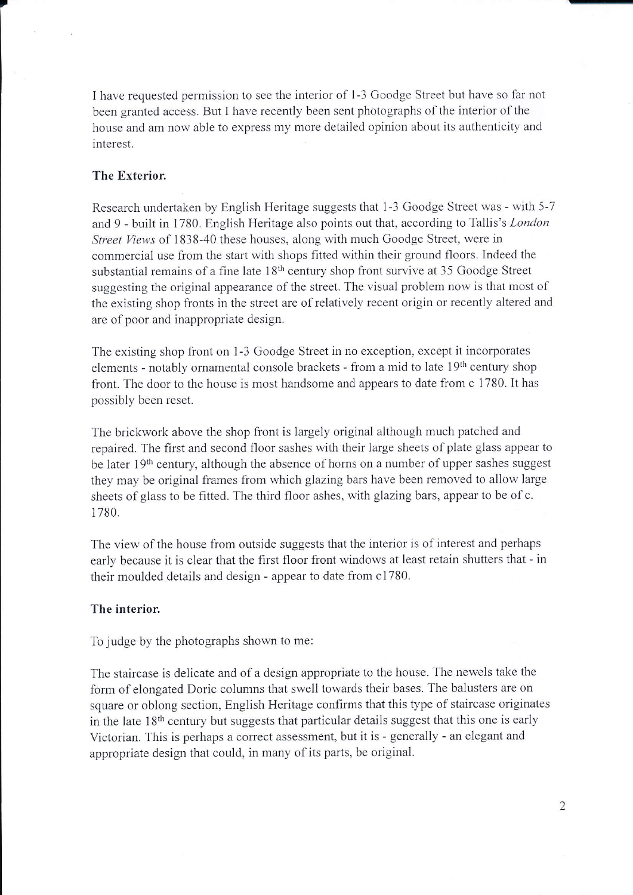I have requested permission to see the interior of 1-3 Goodge Street but have so far not been granted access. But I have recently been sent photographs of the interior of the house and am now able to express my more detailed opinion about its authenticity and interest.

**The Exterior.**

Research undertaken by English Heritage suggests that 1-3 Goodge Street was - with 5-7 and 9 - built in 1780. English Heritage also points out that, according to Tallis's *London Street Views* of 1838-40 these houses, along with much Goodge Street, were in commercial use from the start with shops fitted within their ground floors. Indeed the substantial remains of a fine late 18th century shop front survive at 35 Goodge Street suggesting the original appearance of the street. The visual problem now is that most of the existing shop fronts in the street are of relatively recent origin or recently altered and are of poor and inappropriate design.

The existing shop front on 1-3 Goodge Street in no exception, except it incorporates elements - notably ornamental console brackets - from a mid to late 19th century shop front. The door to the house is most handsome and appears to date from c 1780. It has possibly been reset.

The brickwork above the shop front is largely original although much patched and repaired. The first and second floor sashes with their large sheets of plate glass appear to be later 19th century, although the absence of horns on a number of upper sashes suggest they may be original frames from which glazing bars have been removed to allow large sheets of glass to be fitted. The third floor ashes, with glazing bars, appear to be of c. 1780.

The view of the house from outside suggests that the interior is of interest and perhaps early because it is clear that the first floor front windows at least retain shutters that - in their moulded details and design - appear to date from c1780.

**The interior.**

To judge by the photographs shown to me:

The staircase is delicate and of a design appropriate to the house. The newels take the form of elongated Doric columns that swell towards their bases. The balusters are on square or oblong section, English Heritage confirms that this type of staircase originates in the late 18th century but suggests that particular details suggest that this one is early Victorian. This is perhaps a correct assessment, but it is - generally - an elegant and appropriate design that could, in many of its parts, be original.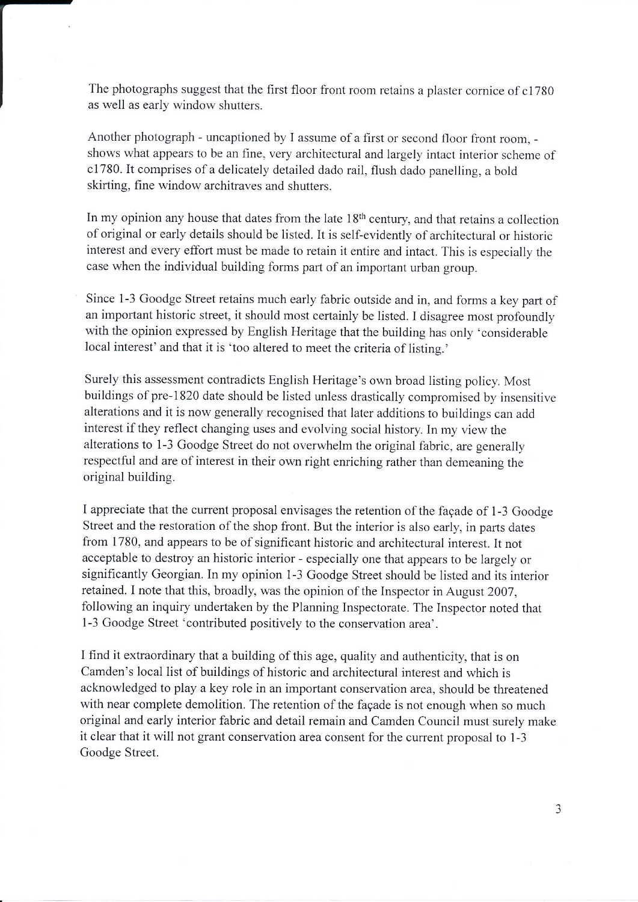The photographs suggest that the first floor front room retains a plaster cornice of c1780 as well as early window shutters.

Another photograph - uncaptioned by I assume of a first or second floor front room, - shows what appears to be an fine, very architectural and largely intact interior scheme of c1780. It comprises of a delicately detailed dado rail, flush dado panelling, a bold skirting, fine window architraves and shutters.

In my opinion any house that dates from the late 18th century, and that retains a collection of original or early details should be listed. It is self-evidently of architectural or historic interest and every effort must be made to retain it entire and intact. This is especially the case when the individual building forms part of an important urban group.

Since 1-3 Goodge Street retains much early fabric outside and in, and forms a key part of an important historic street, it should most certainly be listed. I disagree most profoundly with the opinion expressed by English Heritage that the building has only 'considerable local interest' and that it is 'too altered to meet the criteria of listing.'

Surely this assessment contradicts English Heritage's own broad listing policy. Most buildings of pre-1820 date should be listed unless drastically compromised by insensitive alterations and it is now generally recognised that later additions to buildings can add interest if they reflect changing uses and evolving social history. In my view the alterations to 1-3 Goodge Street do not overwhelm the original fabric, are generally respectful and are of interest in their own right enriching rather than demeaning the original building.

I appreciate that the current proposal envisages the retention of the façade of 1-3 Goodge Street and the restoration of the shop front. But the interior is also early, in parts dates from 1780, and appears to be of significant historic and architectural interest. It not acceptable to destroy an historic interior - especially one that appears to be largely or significantly Georgian. In my opinion 1-3 Goodge Street should be listed and its interior retained. I note that this, broadly, was the opinion of the Inspector in August 2007, following an inquiry undertaken by the Planning Inspectorate. The Inspector noted that 1-3 Goodge Street 'contributed positively to the conservation area'.

I find it extraordinary that a building of this age, quality and authenticity, that is on Camden's local list of buildings of historic and architectural interest and which is acknowledged to play a key role in an important conservation area, should be threatened with near complete demolition. The retention of the façade is not enough when so much original and early interior fabric and detail remain and Camden Council must surely make it clear that it will not grant conservation area consent for the current proposal to 1-3 Goodge Street.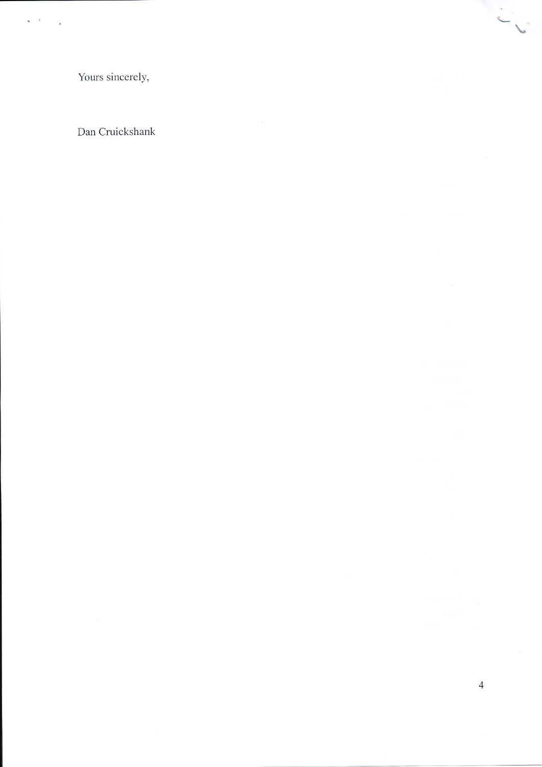Yours sincerely,

Dan Cruickshank